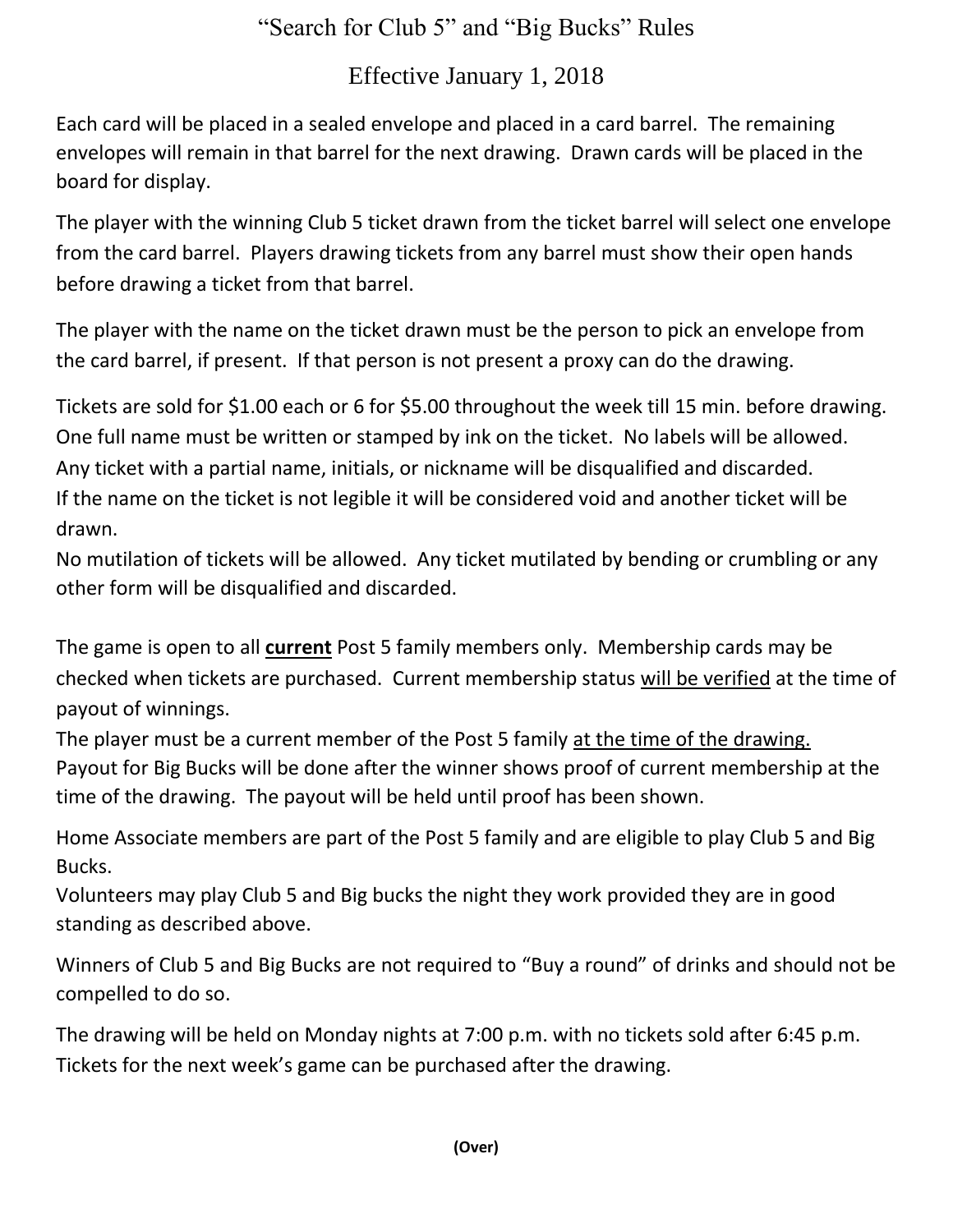# "Search for Club 5" and "Big Bucks" Rules

## Effective January 1, 2018

Each card will be placed in a sealed envelope and placed in a card barrel. The remaining envelopes will remain in that barrel for the next drawing. Drawn cards will be placed in the board for display.

The player with the winning Club 5 ticket drawn from the ticket barrel will select one envelope from the card barrel. Players drawing tickets from any barrel must show their open hands before drawing a ticket from that barrel.

The player with the name on the ticket drawn must be the person to pick an envelope from the card barrel, if present. If that person is not present a proxy can do the drawing.

Tickets are sold for $1.00 each or 6 for $5.00 throughout the week till 15 min. before drawing.
One full name must be written or stamped by ink on the ticket. No labels will be allowed.
Any ticket with a partial name, initials, or nickname will be disqualified and discarded.
If the name on the ticket is not legible it will be considered void and another ticket will be drawn.
No mutilation of tickets will be allowed. Any ticket mutilated by bending or crumbling or any other form will be disqualified and discarded.

The game is open to all <u>**current**</u> Post 5 family members only. Membership cards may be checked when tickets are purchased. Current membership status <u>will be verified</u> at the time of payout of winnings.
The player must be a current member of the Post 5 family <u>at the time of the drawing.</u>
Payout for Big Bucks will be done after the winner shows proof of current membership at the time of the drawing. The payout will be held until proof has been shown.

Home Associate members are part of the Post 5 family and are eligible to play Club 5 and Big Bucks.
Volunteers may play Club 5 and Big bucks the night they work provided they are in good standing as described above.

Winners of Club 5 and Big Bucks are not required to "Buy a round" of drinks and should not be compelled to do so.

The drawing will be held on Monday nights at 7:00 p.m. with no tickets sold after 6:45 p.m.
Tickets for the next week's game can be purchased after the drawing.

**(Over)**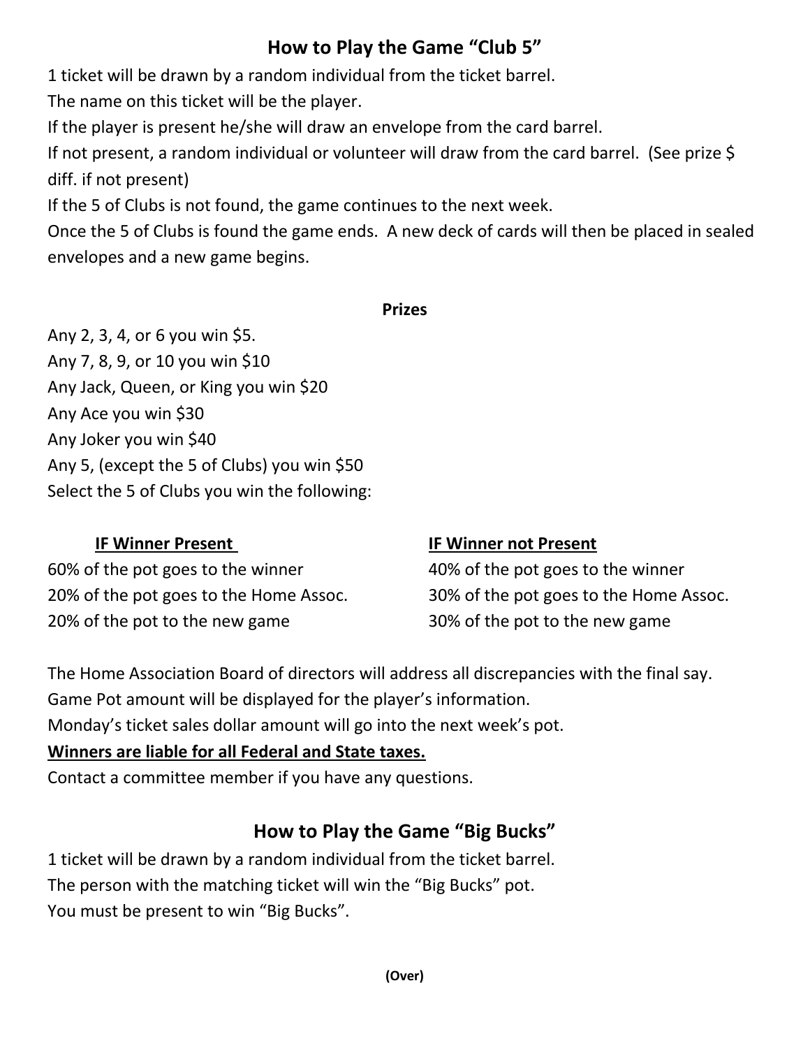## How to Play the Game "Club 5"

1 ticket will be drawn by a random individual from the ticket barrel.
The name on this ticket will be the player.
If the player is present he/she will draw an envelope from the card barrel.
If not present, a random individual or volunteer will draw from the card barrel. (See prize $ diff. if not present)
If the 5 of Clubs is not found, the game continues to the next week.
Once the 5 of Clubs is found the game ends. A new deck of cards will then be placed in sealed envelopes and a new game begins.

**Prizes**

Any 2, 3, 4, or 6 you win $5.
Any 7, 8, 9, or 10 you win $10
Any Jack, Queen, or King you win $20
Any Ace you win $30
Any Joker you win $40
Any 5, (except the 5 of Clubs) you win $50
Select the 5 of Clubs you win the following:

| **IF Winner Present** | **IF Winner not Present** |
|---|---|
| 60% of the pot goes to the winner | 40% of the pot goes to the winner |
| 20% of the pot goes to the Home Assoc. | 30% of the pot goes to the Home Assoc. |
| 20% of the pot to the new game | 30% of the pot to the new game |

The Home Association Board of directors will address all discrepancies with the final say.
Game Pot amount will be displayed for the player's information.
Monday's ticket sales dollar amount will go into the next week's pot.
**Winners are liable for all Federal and State taxes.**
Contact a committee member if you have any questions.

## How to Play the Game "Big Bucks"

1 ticket will be drawn by a random individual from the ticket barrel.
The person with the matching ticket will win the "Big Bucks" pot.
You must be present to win "Big Bucks".

**(Over)**